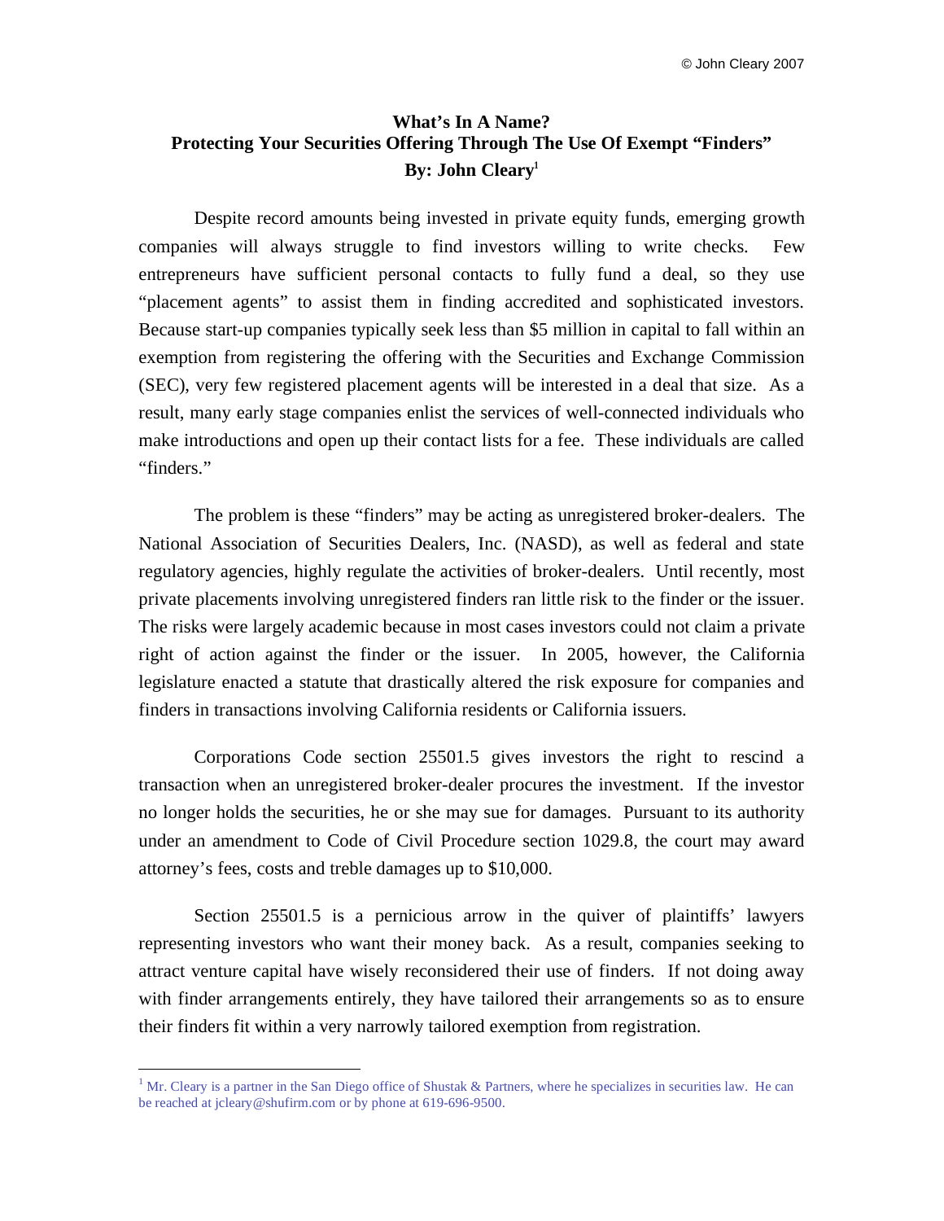© John Cleary 2007

# What's In A Name?
# Protecting Your Securities Offering Through The Use Of Exempt "Finders"
**By: John Cleary[1]**

Despite record amounts being invested in private equity funds, emerging growth companies will always struggle to find investors willing to write checks. Few entrepreneurs have sufficient personal contacts to fully fund a deal, so they use "placement agents" to assist them in finding accredited and sophisticated investors. Because start-up companies typically seek less than $5 million in capital to fall within an exemption from registering the offering with the Securities and Exchange Commission (SEC), very few registered placement agents will be interested in a deal that size. As a result, many early stage companies enlist the services of well-connected individuals who make introductions and open up their contact lists for a fee. These individuals are called "finders."

The problem is these "finders" may be acting as unregistered broker-dealers. The National Association of Securities Dealers, Inc. (NASD), as well as federal and state regulatory agencies, highly regulate the activities of broker-dealers. Until recently, most private placements involving unregistered finders ran little risk to the finder or the issuer. The risks were largely academic because in most cases investors could not claim a private right of action against the finder or the issuer. In 2005, however, the California legislature enacted a statute that drastically altered the risk exposure for companies and finders in transactions involving California residents or California issuers.

Corporations Code section 25501.5 gives investors the right to rescind a transaction when an unregistered broker-dealer procures the investment. If the investor no longer holds the securities, he or she may sue for damages. Pursuant to its authority under an amendment to Code of Civil Procedure section 1029.8, the court may award attorney's fees, costs and treble damages up to $10,000.

Section 25501.5 is a pernicious arrow in the quiver of plaintiffs' lawyers representing investors who want their money back. As a result, companies seeking to attract venture capital have wisely reconsidered their use of finders. If not doing away with finder arrangements entirely, they have tailored their arrangements so as to ensure their finders fit within a very narrowly tailored exemption from registration.

---

[1] Mr. Cleary is a partner in the San Diego office of Shustak & Partners, where he specializes in securities law. He can be reached at jcleary@shufirm.com or by phone at 619-696-9500.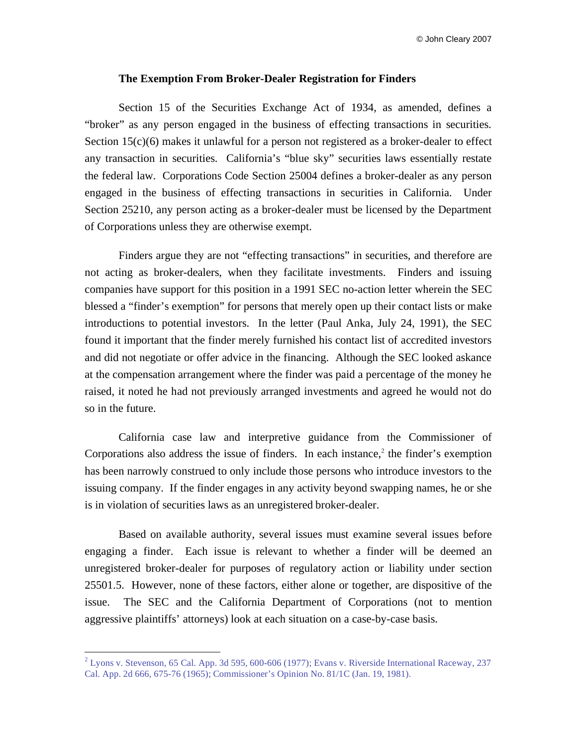## The Exemption From Broker-Dealer Registration for Finders

Section 15 of the Securities Exchange Act of 1934, as amended, defines a "broker" as any person engaged in the business of effecting transactions in securities. Section 15(c)(6) makes it unlawful for a person not registered as a broker-dealer to effect any transaction in securities. California's "blue sky" securities laws essentially restate the federal law. Corporations Code Section 25004 defines a broker-dealer as any person engaged in the business of effecting transactions in securities in California. Under Section 25210, any person acting as a broker-dealer must be licensed by the Department of Corporations unless they are otherwise exempt.

Finders argue they are not "effecting transactions" in securities, and therefore are not acting as broker-dealers, when they facilitate investments. Finders and issuing companies have support for this position in a 1991 SEC no-action letter wherein the SEC blessed a "finder's exemption" for persons that merely open up their contact lists or make introductions to potential investors. In the letter (Paul Anka, July 24, 1991), the SEC found it important that the finder merely furnished his contact list of accredited investors and did not negotiate or offer advice in the financing. Although the SEC looked askance at the compensation arrangement where the finder was paid a percentage of the money he raised, it noted he had not previously arranged investments and agreed he would not do so in the future.

California case law and interpretive guidance from the Commissioner of Corporations also address the issue of finders. In each instance,[2] the finder's exemption has been narrowly construed to only include those persons who introduce investors to the issuing company. If the finder engages in any activity beyond swapping names, he or she is in violation of securities laws as an unregistered broker-dealer.

Based on available authority, several issues must examine several issues before engaging a finder. Each issue is relevant to whether a finder will be deemed an unregistered broker-dealer for purposes of regulatory action or liability under section 25501.5. However, none of these factors, either alone or together, are dispositive of the issue. The SEC and the California Department of Corporations (not to mention aggressive plaintiffs' attorneys) look at each situation on a case-by-case basis.

---

[2] Lyons v. Stevenson, 65 Cal. App. 3d 595, 600-606 (1977); Evans v. Riverside International Raceway, 237 Cal. App. 2d 666, 675-76 (1965); Commissioner's Opinion No. 81/1C (Jan. 19, 1981).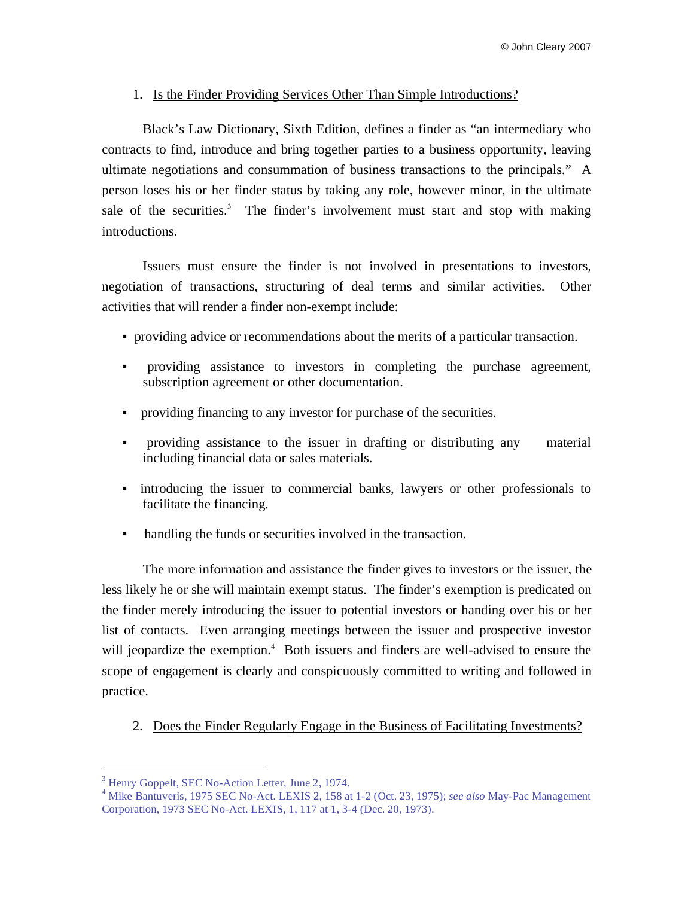1. Is the Finder Providing Services Other Than Simple Introductions?

Black's Law Dictionary, Sixth Edition, defines a finder as "an intermediary who contracts to find, introduce and bring together parties to a business opportunity, leaving ultimate negotiations and consummation of business transactions to the principals." A person loses his or her finder status by taking any role, however minor, in the ultimate sale of the securities.[3] The finder's involvement must start and stop with making introductions.

Issuers must ensure the finder is not involved in presentations to investors, negotiation of transactions, structuring of deal terms and similar activities. Other activities that will render a finder non-exempt include:

- providing advice or recommendations about the merits of a particular transaction.
- providing assistance to investors in completing the purchase agreement, subscription agreement or other documentation.
- providing financing to any investor for purchase of the securities.
- providing assistance to the issuer in drafting or distributing any material including financial data or sales materials.
- introducing the issuer to commercial banks, lawyers or other professionals to facilitate the financing.
- handling the funds or securities involved in the transaction.

The more information and assistance the finder gives to investors or the issuer, the less likely he or she will maintain exempt status. The finder's exemption is predicated on the finder merely introducing the issuer to potential investors or handing over his or her list of contacts. Even arranging meetings between the issuer and prospective investor will jeopardize the exemption.[4] Both issuers and finders are well-advised to ensure the scope of engagement is clearly and conspicuously committed to writing and followed in practice.

2. Does the Finder Regularly Engage in the Business of Facilitating Investments?

---

[3] Henry Goppelt, SEC No-Action Letter, June 2, 1974.

[4] Mike Bantuveris, 1975 SEC No-Act. LEXIS 2, 158 at 1-2 (Oct. 23, 1975); *see also* May-Pac Management Corporation, 1973 SEC No-Act. LEXIS, 1, 117 at 1, 3-4 (Dec. 20, 1973).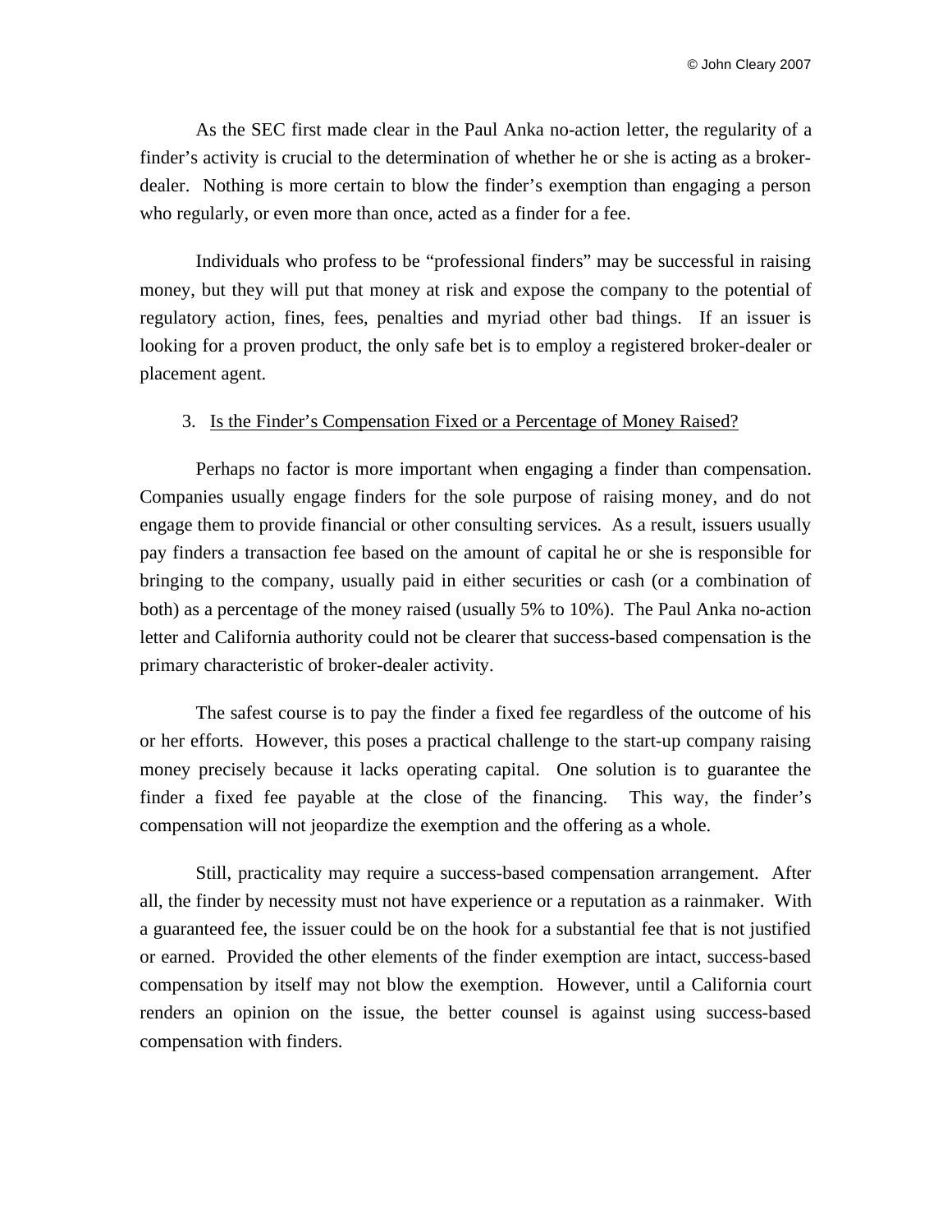As the SEC first made clear in the Paul Anka no-action letter, the regularity of a finder's activity is crucial to the determination of whether he or she is acting as a broker-dealer. Nothing is more certain to blow the finder's exemption than engaging a person who regularly, or even more than once, acted as a finder for a fee.

Individuals who profess to be "professional finders" may be successful in raising money, but they will put that money at risk and expose the company to the potential of regulatory action, fines, fees, penalties and myriad other bad things. If an issuer is looking for a proven product, the only safe bet is to employ a registered broker-dealer or placement agent.

3. Is the Finder's Compensation Fixed or a Percentage of Money Raised?

Perhaps no factor is more important when engaging a finder than compensation. Companies usually engage finders for the sole purpose of raising money, and do not engage them to provide financial or other consulting services. As a result, issuers usually pay finders a transaction fee based on the amount of capital he or she is responsible for bringing to the company, usually paid in either securities or cash (or a combination of both) as a percentage of the money raised (usually 5% to 10%). The Paul Anka no-action letter and California authority could not be clearer that success-based compensation is the primary characteristic of broker-dealer activity.

The safest course is to pay the finder a fixed fee regardless of the outcome of his or her efforts. However, this poses a practical challenge to the start-up company raising money precisely because it lacks operating capital. One solution is to guarantee the finder a fixed fee payable at the close of the financing. This way, the finder's compensation will not jeopardize the exemption and the offering as a whole.

Still, practicality may require a success-based compensation arrangement. After all, the finder by necessity must not have experience or a reputation as a rainmaker. With a guaranteed fee, the issuer could be on the hook for a substantial fee that is not justified or earned. Provided the other elements of the finder exemption are intact, success-based compensation by itself may not blow the exemption. However, until a California court renders an opinion on the issue, the better counsel is against using success-based compensation with finders.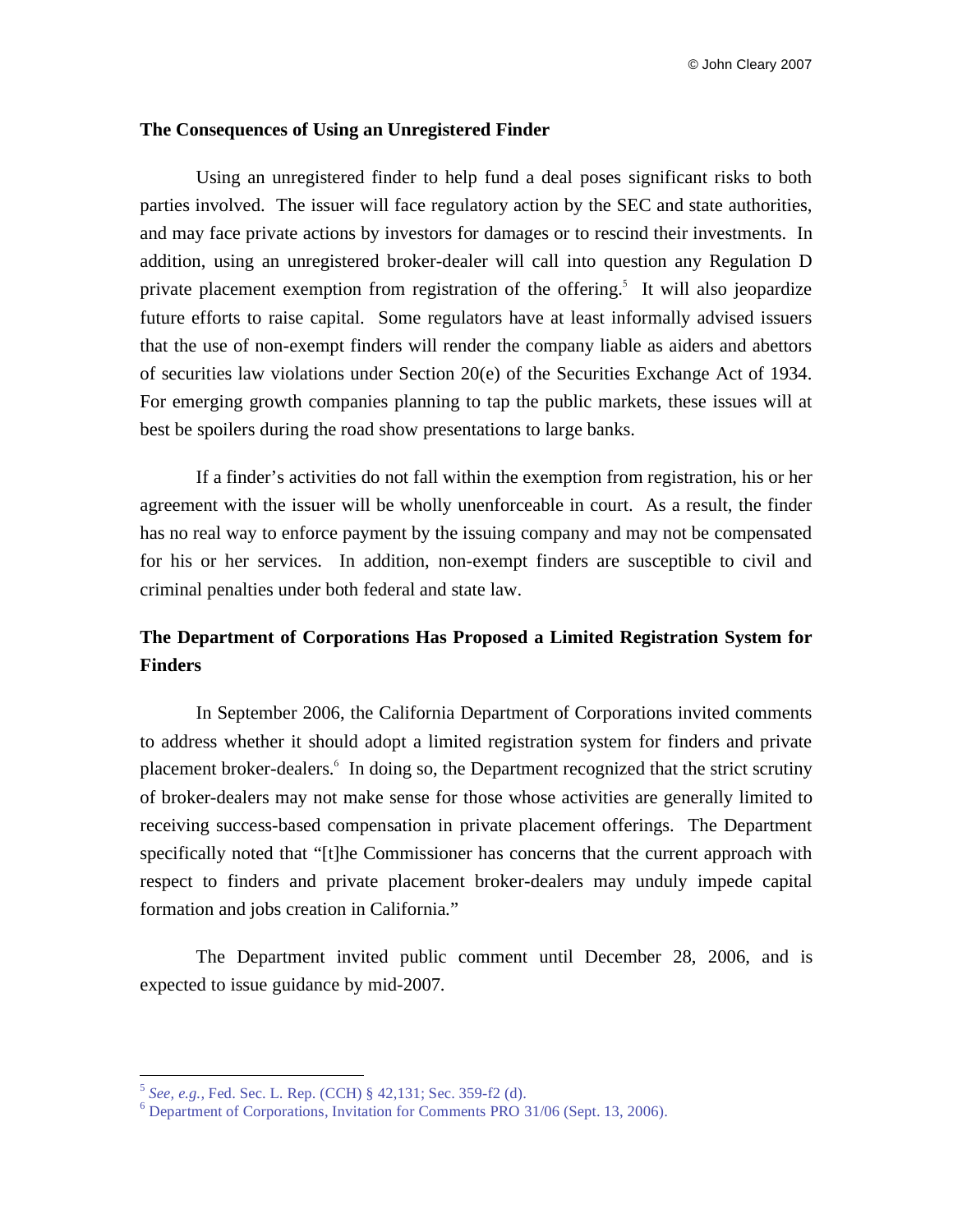## The Consequences of Using an Unregistered Finder

Using an unregistered finder to help fund a deal poses significant risks to both parties involved. The issuer will face regulatory action by the SEC and state authorities, and may face private actions by investors for damages or to rescind their investments. In addition, using an unregistered broker-dealer will call into question any Regulation D private placement exemption from registration of the offering.[5] It will also jeopardize future efforts to raise capital. Some regulators have at least informally advised issuers that the use of non-exempt finders will render the company liable as aiders and abettors of securities law violations under Section 20(e) of the Securities Exchange Act of 1934. For emerging growth companies planning to tap the public markets, these issues will at best be spoilers during the road show presentations to large banks.

If a finder's activities do not fall within the exemption from registration, his or her agreement with the issuer will be wholly unenforceable in court. As a result, the finder has no real way to enforce payment by the issuing company and may not be compensated for his or her services. In addition, non-exempt finders are susceptible to civil and criminal penalties under both federal and state law.

## The Department of Corporations Has Proposed a Limited Registration System for Finders

In September 2006, the California Department of Corporations invited comments to address whether it should adopt a limited registration system for finders and private placement broker-dealers.[6] In doing so, the Department recognized that the strict scrutiny of broker-dealers may not make sense for those whose activities are generally limited to receiving success-based compensation in private placement offerings. The Department specifically noted that "[t]he Commissioner has concerns that the current approach with respect to finders and private placement broker-dealers may unduly impede capital formation and jobs creation in California."

The Department invited public comment until December 28, 2006, and is expected to issue guidance by mid-2007.

---

[5] *See, e.g.,* Fed. Sec. L. Rep. (CCH) § 42,131; Sec. 359-f2 (d).

[6] Department of Corporations, Invitation for Comments PRO 31/06 (Sept. 13, 2006).